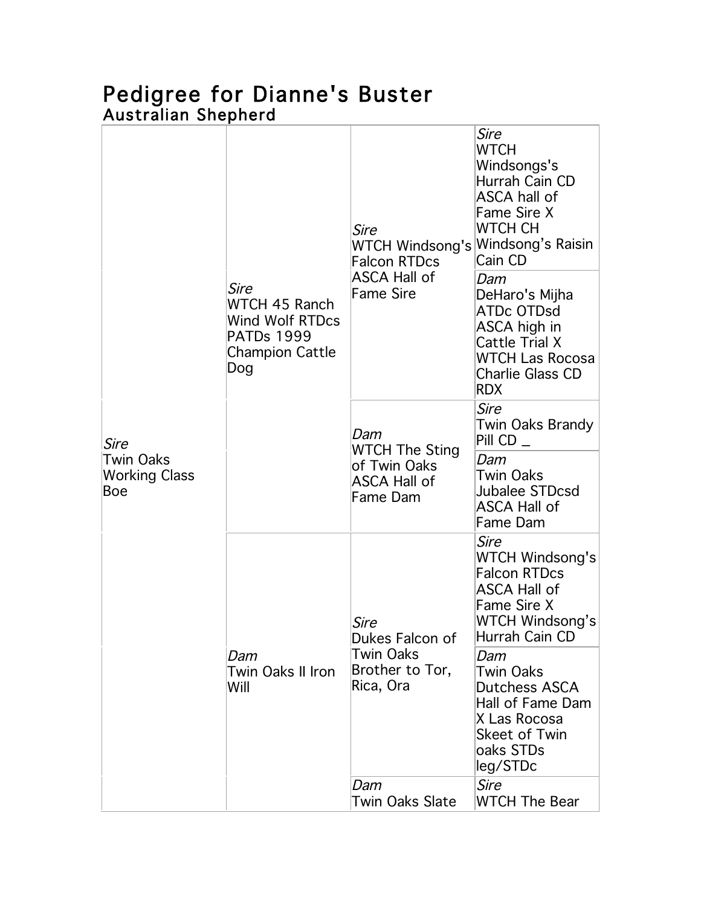# Pedigree for Dianne's Buster

## Australian Shepherd

| | | | |
|---|---|---|---|
| *Sire* Twin Oaks Working Class Boe | *Sire* WTCH 45 Ranch Wind Wolf RTDcs PATDs 1999 Champion Cattle Dog | *Sire* WTCH Windsong's Falcon RTDcs ASCA Hall of Fame Sire | *Sire* WTCH Windsongs's Hurrah Cain CD ASCA hall of Fame Sire X WTCH CH Windsong's Raisin Cain CD |
| | | | *Dam* DeHaro's Mijha ATDc OTDsd ASCA high in Cattle Trial X WTCH Las Rocosa Charlie Glass CD RDX |
| | | *Dam* WTCH The Sting of Twin Oaks ASCA Hall of Fame Dam | *Sire* Twin Oaks Brandy Pill CD _ |
| | | | *Dam* Twin Oaks Jubalee STDcsd ASCA Hall of Fame Dam |
| | *Dam* Twin Oaks II Iron Will | *Sire* Dukes Falcon of Twin Oaks Brother to Tor, Rica, Ora | *Sire* WTCH Windsong's Falcon RTDcs ASCA Hall of Fame Sire X WTCH Windsong's Hurrah Cain CD |
| | | | *Dam* Twin Oaks Dutchess ASCA Hall of Fame Dam X Las Rocosa Skeet of Twin oaks STDs leg/STDc |
| | | *Dam* Twin Oaks Slate | *Sire* WTCH The Bear |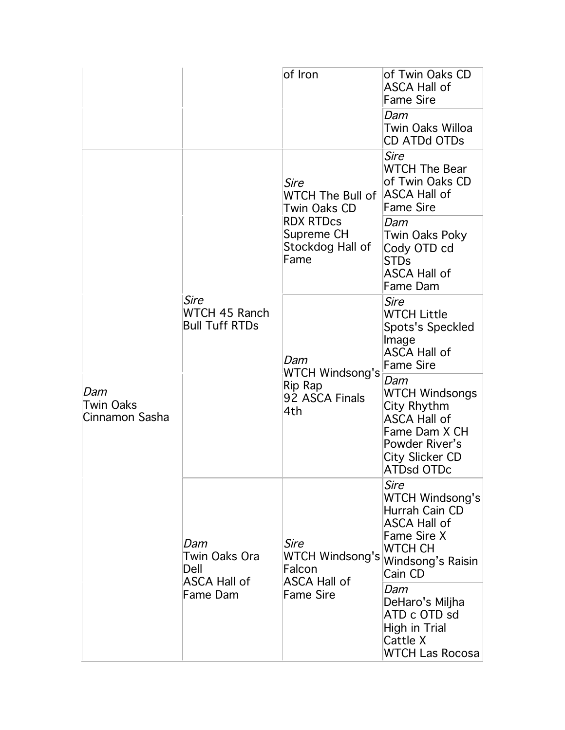| | | | |
|---|---|---|---|
| | | of Iron | of Twin Oaks CD ASCA Hall of Fame Sire |
| | | | *Dam* Twin Oaks Willoa CD ATDd OTDs |
| *Dam* Twin Oaks Cinnamon Sasha | *Sire* WTCH 45 Ranch Bull Tuff RTDs | *Sire* WTCH The Bull of Twin Oaks CD RDX RTDcs Supreme CH Stockdog Hall of Fame | *Sire* WTCH The Bear of Twin Oaks CD ASCA Hall of Fame Sire |
| | | | *Dam* Twin Oaks Poky Cody OTD cd STDs ASCA Hall of Fame Dam |
| | | *Dam* WTCH Windsong's Rip Rap 92 ASCA Finals 4th | *Sire* WTCH Little Spots's Speckled Image ASCA Hall of Fame Sire |
| | | | *Dam* WTCH Windsongs City Rhythm ASCA Hall of Fame Dam X CH Powder River's City Slicker CD ATDsd OTDc |
| | *Dam* Twin Oaks Ora Dell ASCA Hall of Fame Dam | *Sire* WTCH Windsong's Falcon ASCA Hall of Fame Sire | *Sire* WTCH Windsong's Hurrah Cain CD ASCA Hall of Fame Sire X WTCH CH Windsong's Raisin Cain CD |
| | | | *Dam* DeHaro's Miljha ATD c OTD sd High in Trial Cattle X WTCH Las Rocosa |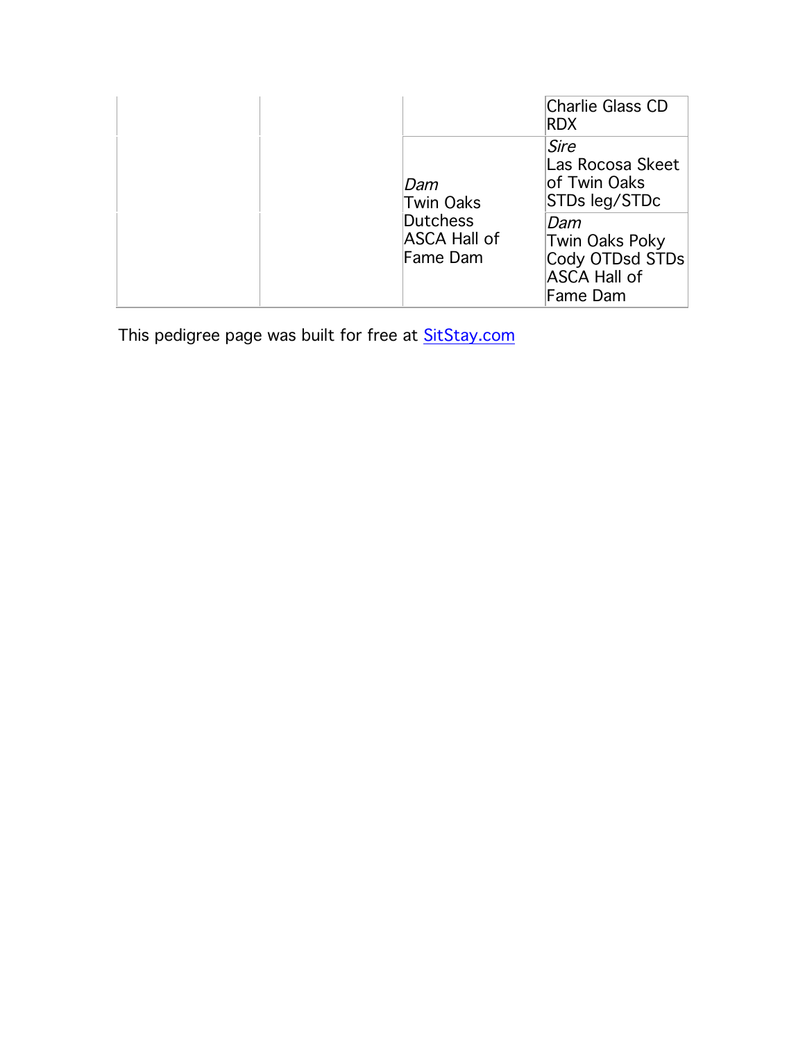| | | | |
|---|---|---|---|
| | | | Charlie Glass CD RDX |
| | | *Dam* Twin Oaks Dutchess ASCA Hall of Fame Dam | *Sire* Las Rocosa Skeet of Twin Oaks STDs leg/STDc |
| | | | *Dam* Twin Oaks Poky Cody OTDsd STDs ASCA Hall of Fame Dam |

This pedigree page was built for free at [SitStay.com](SitStay.com)